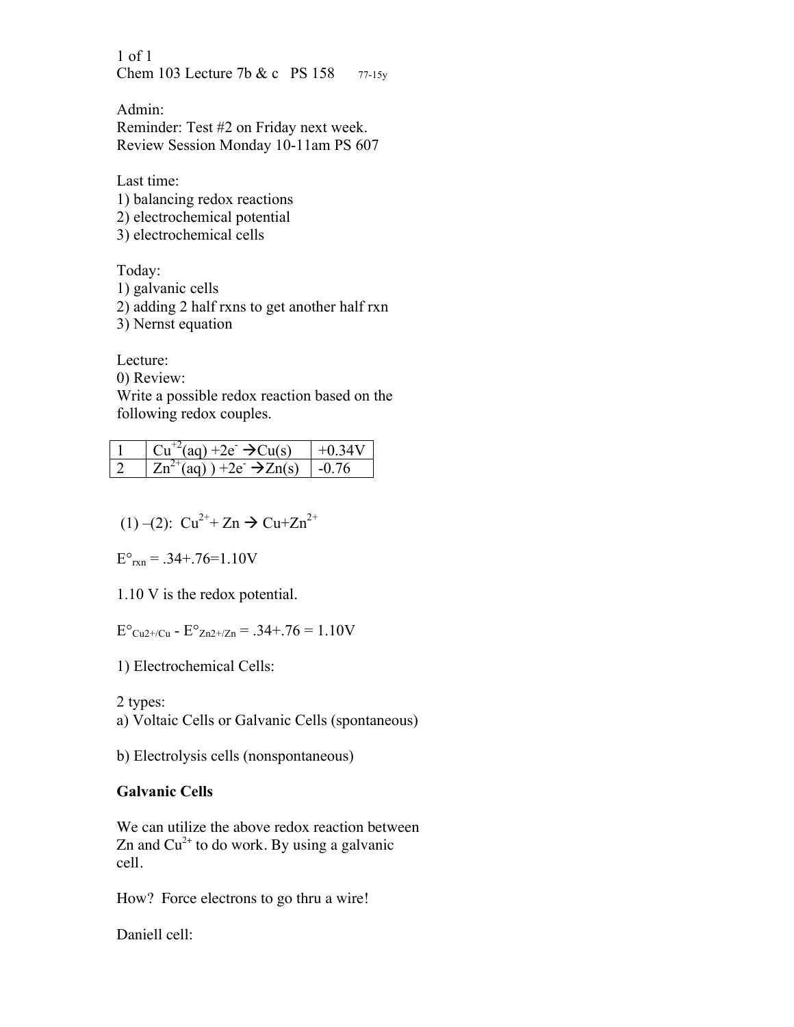Chem 103 Lecture 7b & c PS 158 77-15y

Admin:
Reminder: Test #2 on Friday next week.
Review Session Monday 10-11am PS 607

Last time:
1) balancing redox reactions
2) electrochemical potential
3) electrochemical cells

Today:
1) galvanic cells
2) adding 2 half rxns to get another half rxn
3) Nernst equation

Lecture:
0) Review:
Write a possible redox reaction based on the following redox couples.

| | | |
|---|---|---|
| 1 | $Cu^{+2}(aq) + 2e^- \rightarrow Cu(s)$ | +0.34V |
| 2 | $Zn^{2+}(aq)$ ) $+ 2e^- \rightarrow Zn(s)$ | -0.76 |

(1) –(2): $Cu^{2+} + Zn \rightarrow Cu + Zn^{2+}$

$E°_{rxn} = .34+.76=1.10V$

1.10 V is the redox potential.

$E°_{Cu2+/Cu} - E°_{Zn2+/Zn} = .34+.76 = 1.10V$

1) Electrochemical Cells:

2 types:
a) Voltaic Cells or Galvanic Cells (spontaneous)

b) Electrolysis cells (nonspontaneous)

**Galvanic Cells**

We can utilize the above redox reaction between Zn and $Cu^{2+}$ to do work. By using a galvanic cell.

How? Force electrons to go thru a wire!

Daniell cell: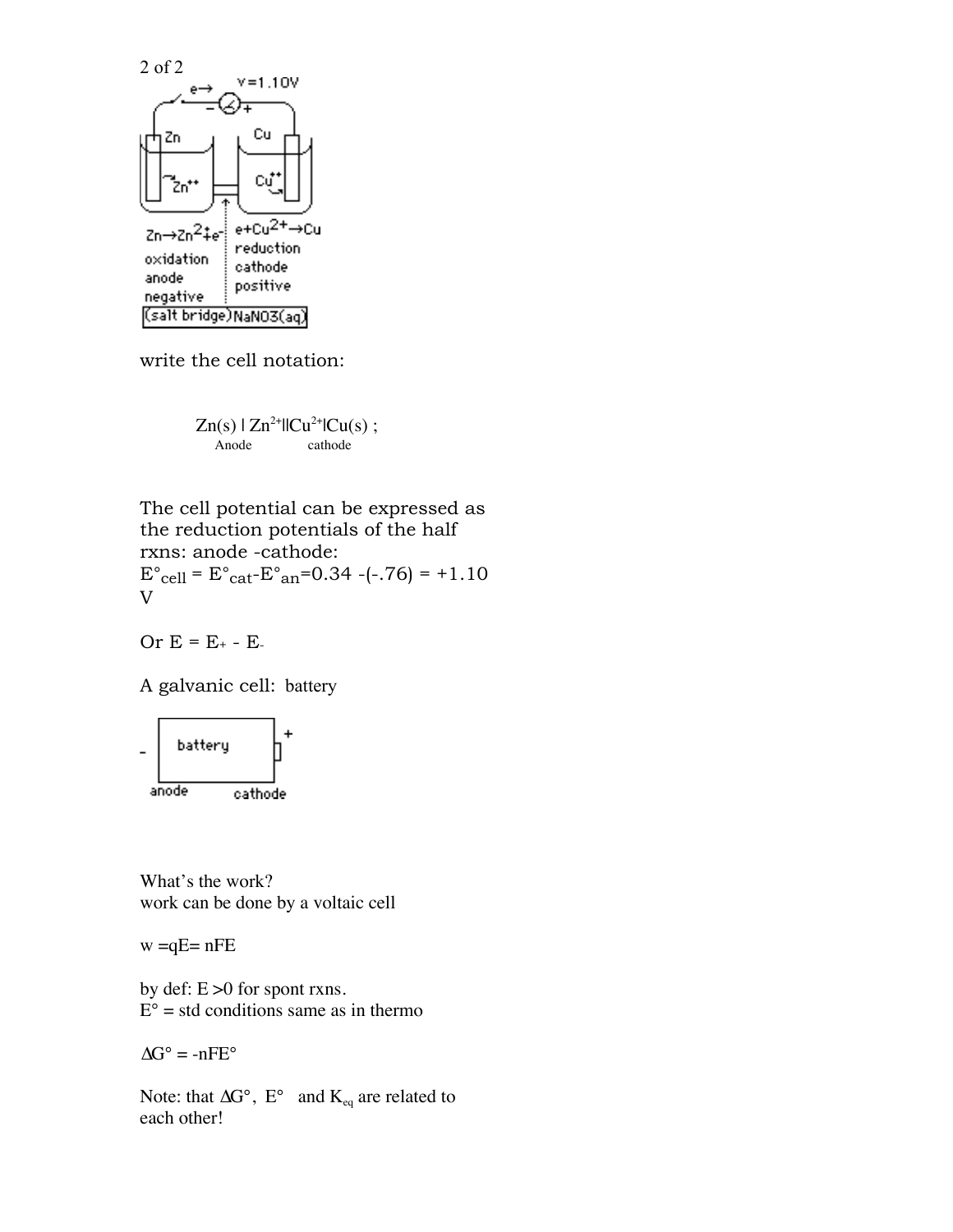write the cell notation:

$Zn(s) \mid Zn^{2+} \| Cu^{2+} \mid Cu(s)$ ;
Anode cathode

The cell potential can be expressed as the reduction potentials of the half rxns: anode -cathode:
$E^\circ_{cell} = E^\circ_{cat} - E^\circ_{an} = 0.34 - (-.76) = +1.10$ V

Or $E = E_+ - E_-$

A galvanic cell: battery

What's the work?
work can be done by a voltaic cell

$w = qE = nFE$

by def: $E > 0$ for spont rxns.
$E^\circ$ = std conditions same as in thermo

$\Delta G^\circ = -nFE^\circ$

Note: that $\Delta G^\circ$, $E^\circ$ and $K_{eq}$ are related to each other!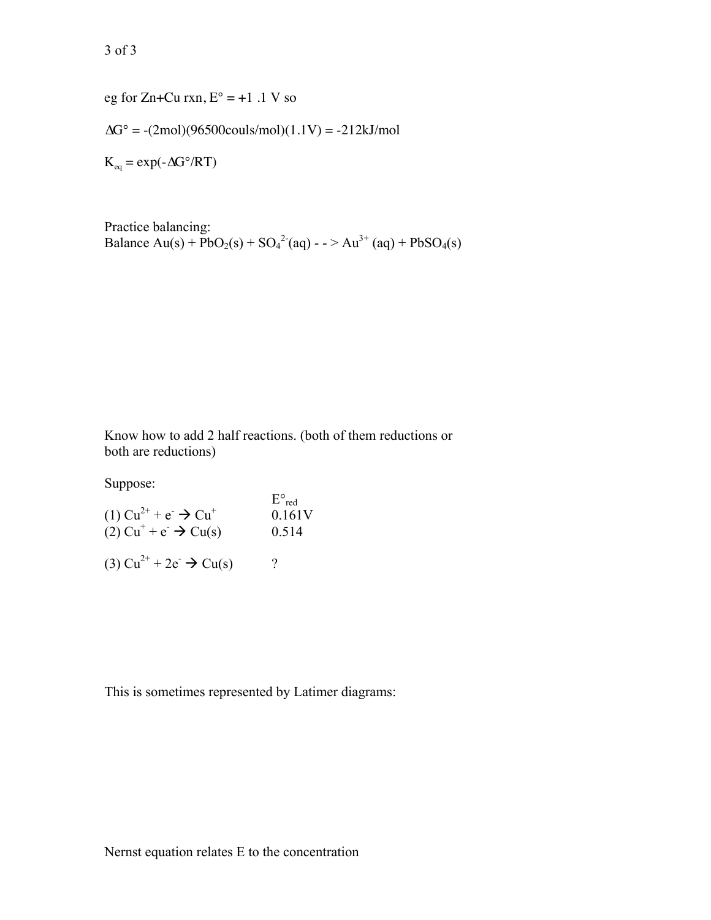eg for Zn+Cu rxn, E° = +1 .1 V so

$\Delta G° = -(2\text{mol})(96500\text{couls/mol})(1.1\text{V}) = -212\text{kJ/mol}$

$K_{eq} = \exp(-\Delta G°/RT)$

Practice balancing:
Balance $Au(s) + PbO_2(s) + SO_4^{2-}(aq) \dashrightarrow Au^{3+}(aq) + PbSO_4(s)$

Know how to add 2 half reactions. (both of them reductions or both are reductions)

Suppose:

| | $E°_{red}$ |
|---|---|
| (1) $Cu^{2+} + e^- \rightarrow Cu^+$ | 0.161V |
| (2) $Cu^+ + e^- \rightarrow Cu(s)$ | 0.514 |
| (3) $Cu^{2+} + 2e^- \rightarrow Cu(s)$ | ? |

This is sometimes represented by Latimer diagrams:

Nernst equation relates E to the concentration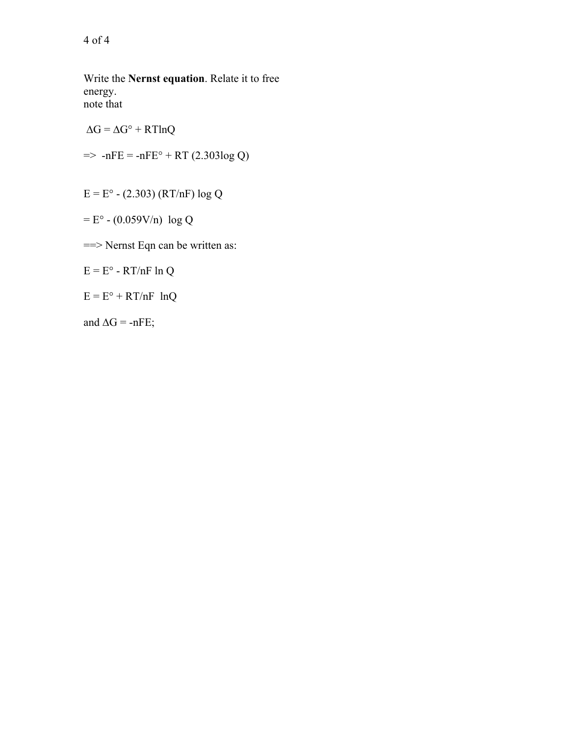Write the **Nernst equation**. Relate it to free energy.
note that

$\Delta G = \Delta G° + RT\ln Q$

$\Rightarrow -nFE = -nFE° + RT\,(2.303\log Q)$

$E = E° - (2.303)\,(RT/nF)\log Q$

$= E° - (0.059V/n)\ \log Q$

==> Nernst Eqn can be written as:

$E = E° - RT/nF\ \ln Q$

$E = E° + RT/nF\ \ \ln Q$

and $\Delta G = -nFE$;